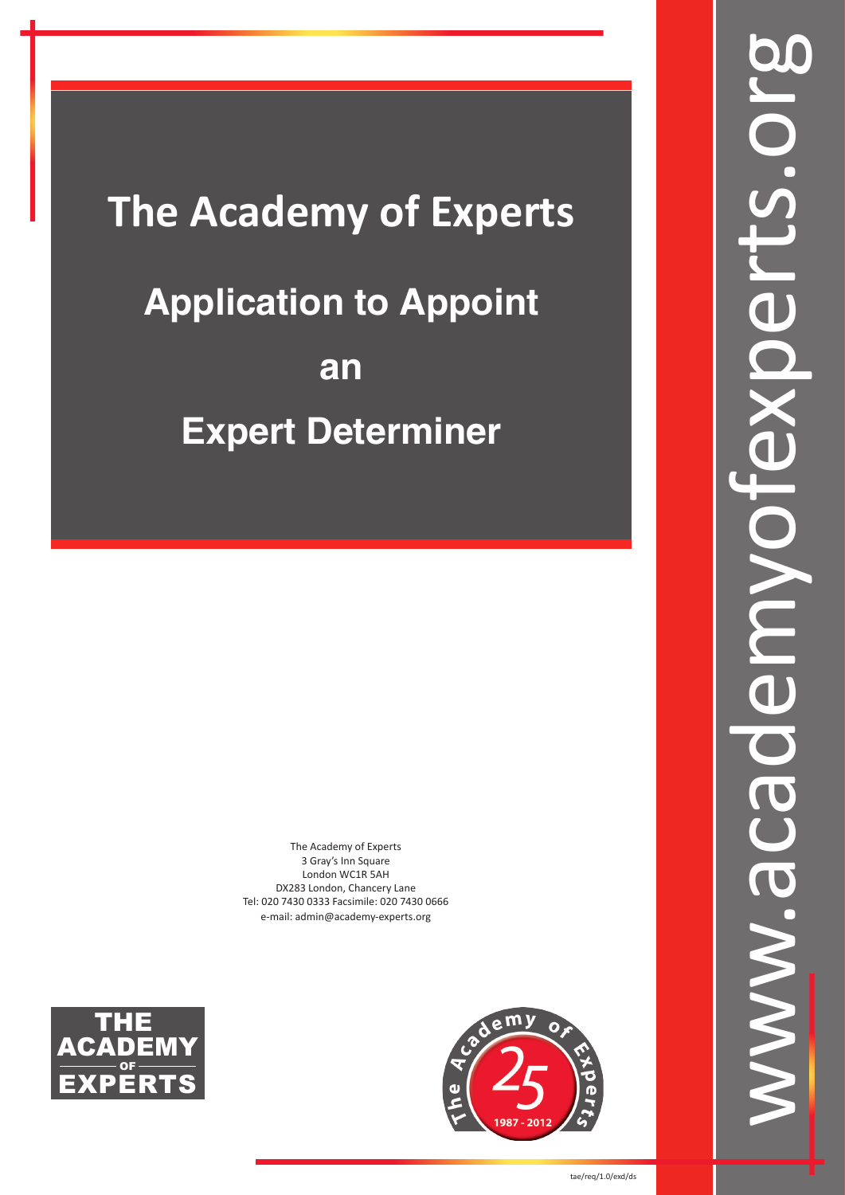# The Academy of Experts

## Application to Appoint

## an

## Expert Determiner

The Academy of Experts
3 Gray's Inn Square
London WC1R 5AH
DX283 London, Chancery Lane
Tel: 020 7430 0333 Facsimile: 020 7430 0666
e-mail: admin@academy-experts.org

THE ACADEMY OF EXPERTS

The Academy of Experts 25 1987 - 2012

www.academyofexperts.org

tae/req/1.0/exd/ds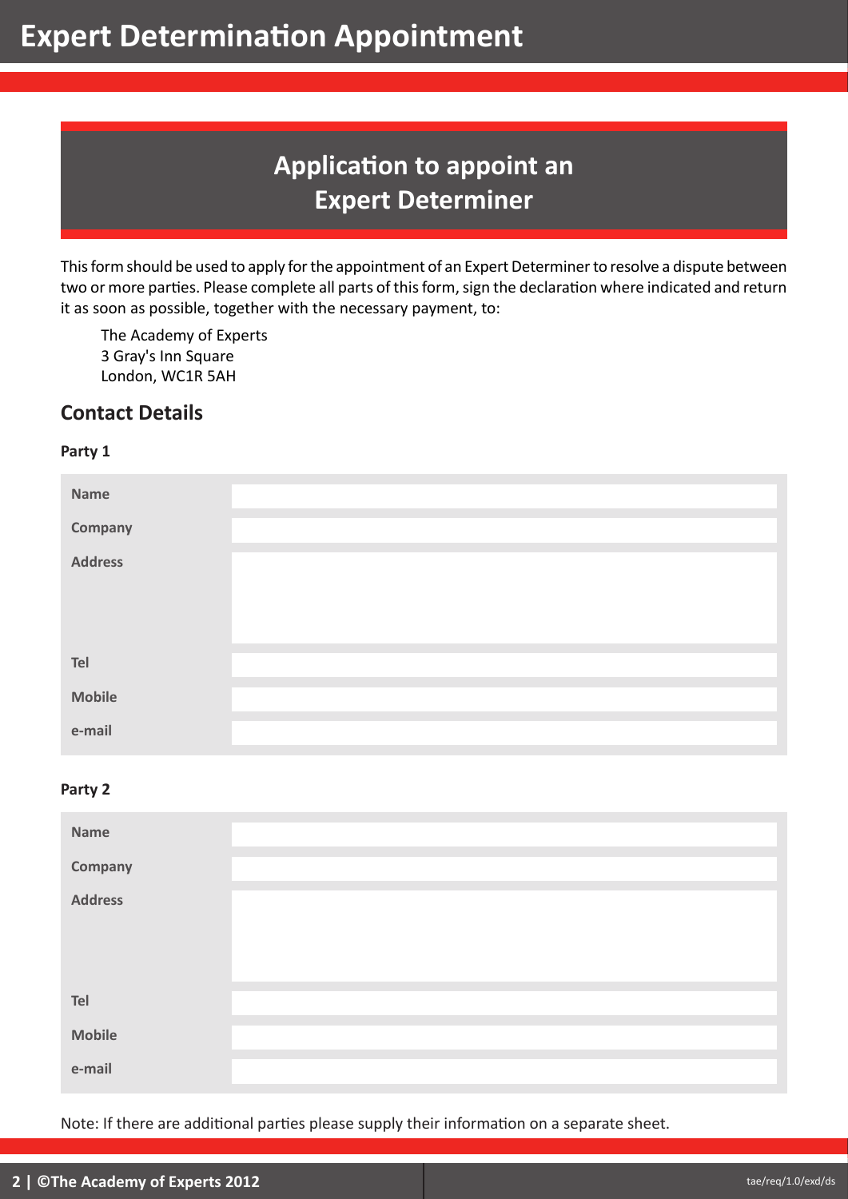# Expert Determination Appointment

## Application to appoint an Expert Determiner

This form should be used to apply for the appointment of an Expert Determiner to resolve a dispute between two or more parties. Please complete all parts of this form, sign the declaration where indicated and return it as soon as possible, together with the necessary payment, to:

The Academy of Experts
3 Gray's Inn Square
London, WC1R 5AH

## Contact Details

**Party 1**

| | |
|---|---|
| **Name** | |
| **Company** | |
| **Address** | |
| **Tel** | |
| **Mobile** | |
| **e-mail** | |

**Party 2**

| | |
|---|---|
| **Name** | |
| **Company** | |
| **Address** | |
| **Tel** | |
| **Mobile** | |
| **e-mail** | |

Note: If there are additional parties please supply their information on a separate sheet.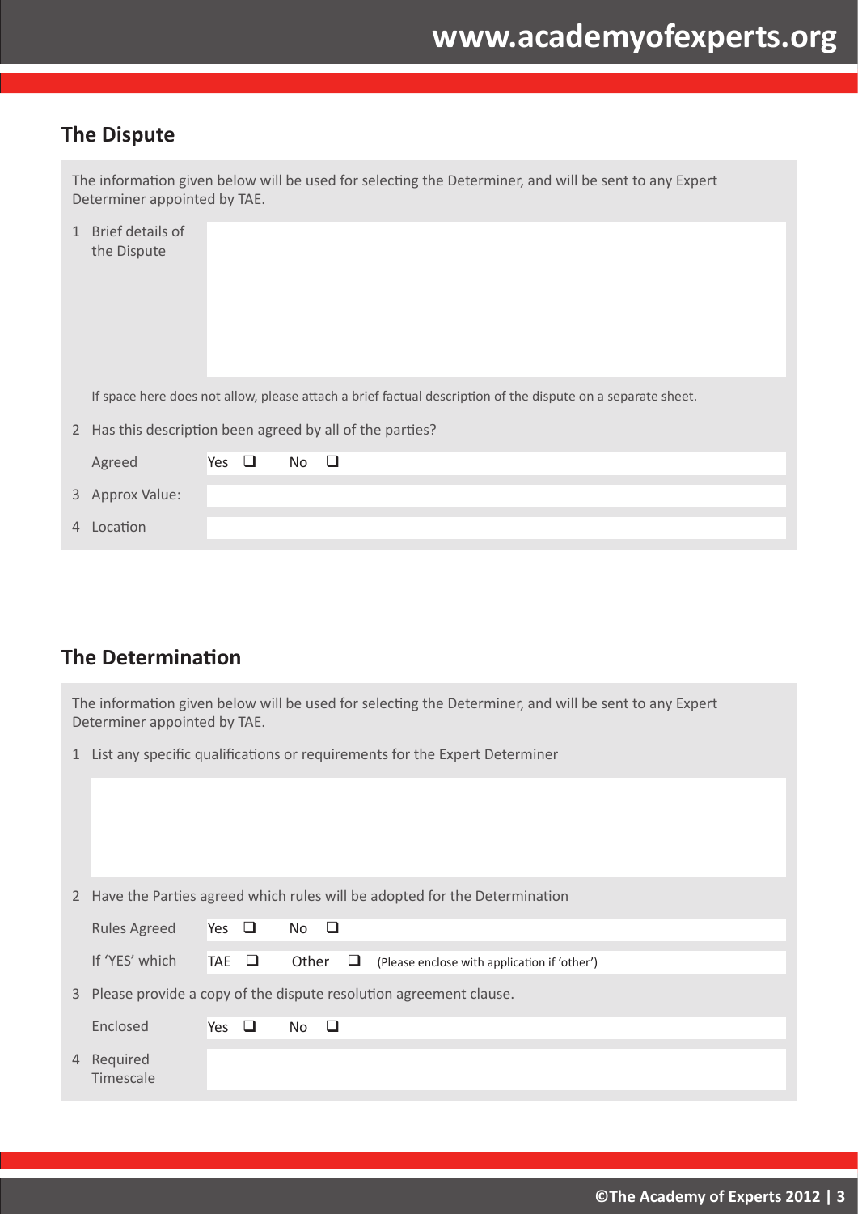## The Dispute

The information given below will be used for selecting the Determiner, and will be sent to any Expert Determiner appointed by TAE.

1 Brief details of the Dispute

If space here does not allow, please attach a brief factual description of the dispute on a separate sheet.

2 Has this description been agreed by all of the parties?

| | |
|---|---|
| Agreed | Yes ❑ No ❑ |
| 3 Approx Value: | |
| 4 Location | |

## The Determination

The information given below will be used for selecting the Determiner, and will be sent to any Expert Determiner appointed by TAE.

1 List any specific qualifications or requirements for the Expert Determiner

2 Have the Parties agreed which rules will be adopted for the Determination

| | |
|---|---|
| Rules Agreed | Yes ❑ No ❑ |
| If 'YES' which | TAE ❑ Other ❑ (Please enclose with application if 'other') |

3 Please provide a copy of the dispute resolution agreement clause.

| | |
|---|---|
| Enclosed | Yes ❑ No ❑ |
| 4 Required Timescale | |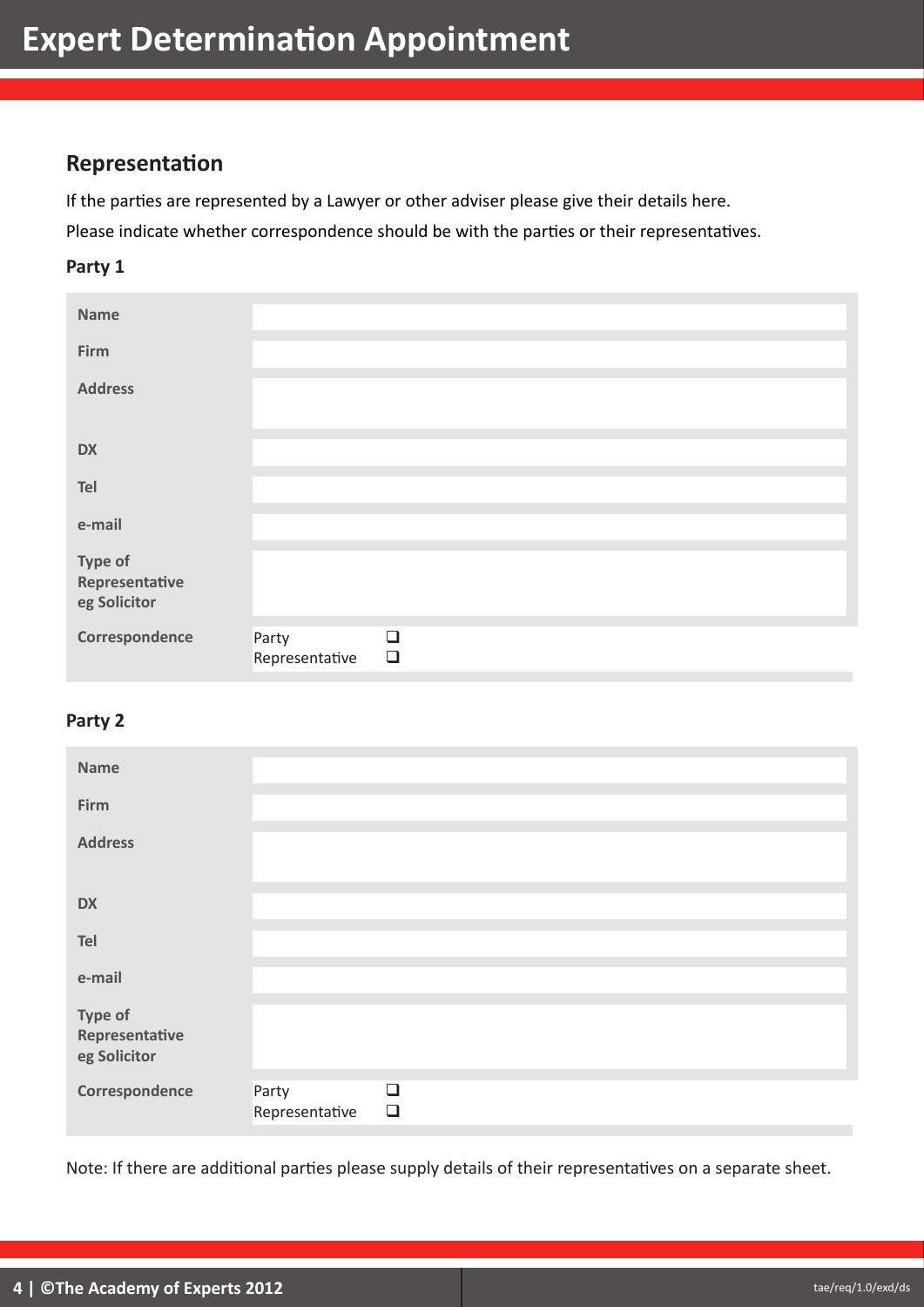# Expert Determination Appointment

## Representation

If the parties are represented by a Lawyer or other adviser please give their details here.

Please indicate whether correspondence should be with the parties or their representatives.

### Party 1

| | |
|---|---|
| **Name** | |
| **Firm** | |
| **Address** | |
| **DX** | |
| **Tel** | |
| **e-mail** | |
| **Type of Representative eg Solicitor** | |
| **Correspondence** | Party ❑<br>Representative ❑ |

### Party 2

| | |
|---|---|
| **Name** | |
| **Firm** | |
| **Address** | |
| **DX** | |
| **Tel** | |
| **e-mail** | |
| **Type of Representative eg Solicitor** | |
| **Correspondence** | Party ❑<br>Representative ❑ |

Note: If there are additional parties please supply details of their representatives on a separate sheet.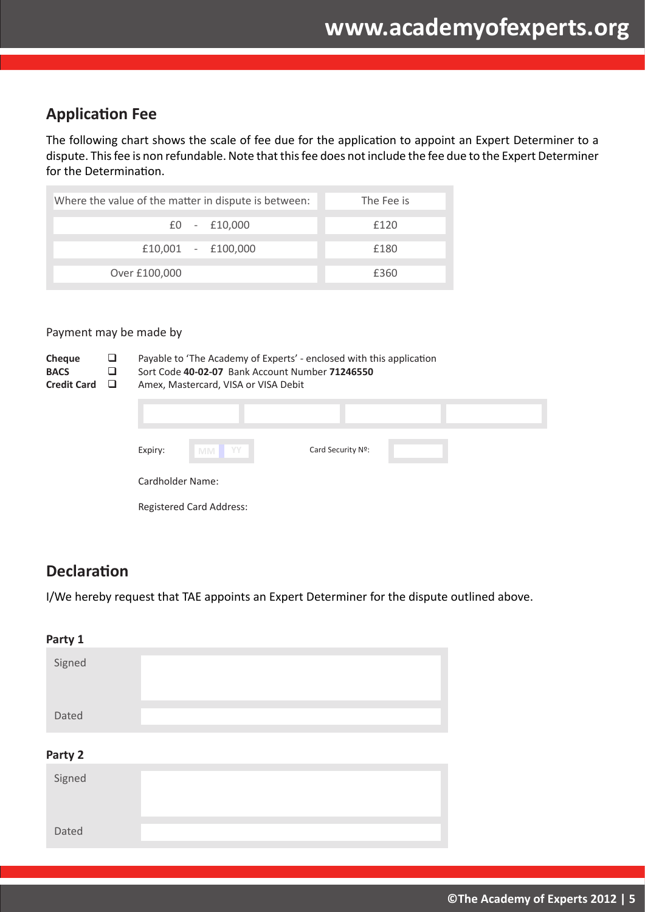## Application Fee

The following chart shows the scale of fee due for the application to appoint an Expert Determiner to a dispute. This fee is non refundable. Note that this fee does not include the fee due to the Expert Determiner for the Determination.

| Where the value of the matter in dispute is between: | The Fee is |
|---|---|
| £0 - £10,000 | £120 |
| £10,001 - £100,000 | £180 |
| Over £100,000 | £360 |

Payment may be made by

**Cheque** ☐ Payable to 'The Academy of Experts' - enclosed with this application
**BACS** ☐ Sort Code **40-02-07** Bank Account Number **71246550**
**Credit Card** ☐ Amex, Mastercard, VISA or VISA Debit

Expiry: MM YY Card Security Nº:

Cardholder Name:

Registered Card Address:

## Declaration

I/We hereby request that TAE appoints an Expert Determiner for the dispute outlined above.

**Party 1**

Signed

Dated

**Party 2**

Signed

Dated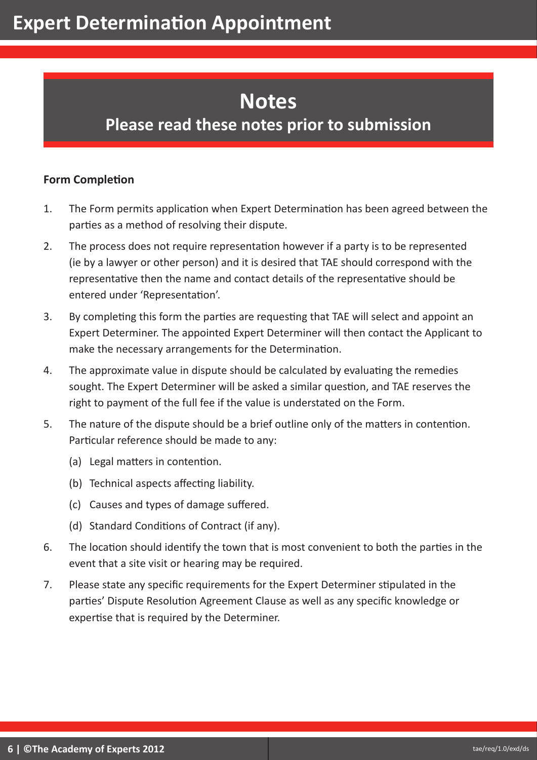# Expert Determination Appointment

## Notes

### Please read these notes prior to submission

**Form Completion**

1. The Form permits application when Expert Determination has been agreed between the parties as a method of resolving their dispute.
2. The process does not require representation however if a party is to be represented (ie by a lawyer or other person) and it is desired that TAE should correspond with the representative then the name and contact details of the representative should be entered under 'Representation'.
3. By completing this form the parties are requesting that TAE will select and appoint an Expert Determiner. The appointed Expert Determiner will then contact the Applicant to make the necessary arrangements for the Determination.
4. The approximate value in dispute should be calculated by evaluating the remedies sought. The Expert Determiner will be asked a similar question, and TAE reserves the right to payment of the full fee if the value is understated on the Form.
5. The nature of the dispute should be a brief outline only of the matters in contention. Particular reference should be made to any:
   - (a) Legal matters in contention.
   - (b) Technical aspects affecting liability.
   - (c) Causes and types of damage suffered.
   - (d) Standard Conditions of Contract (if any).
6. The location should identify the town that is most convenient to both the parties in the event that a site visit or hearing may be required.
7. Please state any specific requirements for the Expert Determiner stipulated in the parties' Dispute Resolution Agreement Clause as well as any specific knowledge or expertise that is required by the Determiner.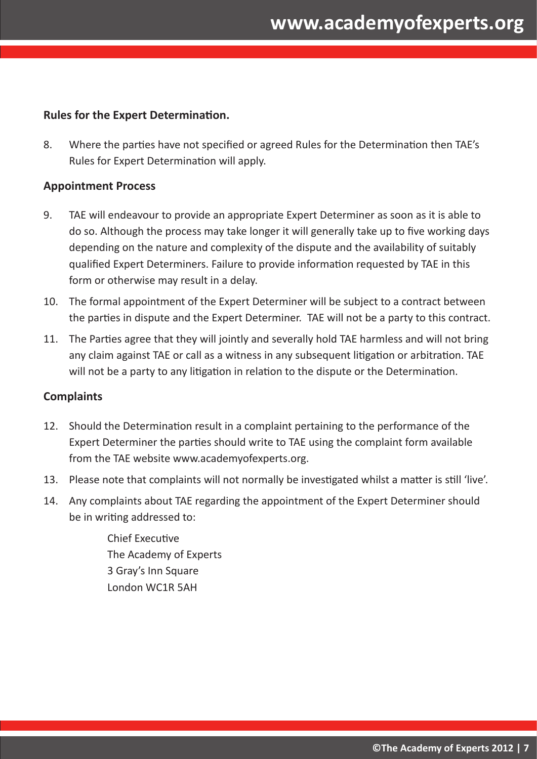**Rules for the Expert Determination.**

8. Where the parties have not specified or agreed Rules for the Determination then TAE's Rules for Expert Determination will apply.

**Appointment Process**

9. TAE will endeavour to provide an appropriate Expert Determiner as soon as it is able to do so. Although the process may take longer it will generally take up to five working days depending on the nature and complexity of the dispute and the availability of suitably qualified Expert Determiners. Failure to provide information requested by TAE in this form or otherwise may result in a delay.

10. The formal appointment of the Expert Determiner will be subject to a contract between the parties in dispute and the Expert Determiner. TAE will not be a party to this contract.

11. The Parties agree that they will jointly and severally hold TAE harmless and will not bring any claim against TAE or call as a witness in any subsequent litigation or arbitration. TAE will not be a party to any litigation in relation to the dispute or the Determination.

**Complaints**

12. Should the Determination result in a complaint pertaining to the performance of the Expert Determiner the parties should write to TAE using the complaint form available from the TAE website www.academyofexperts.org.

13. Please note that complaints will not normally be investigated whilst a matter is still 'live'.

14. Any complaints about TAE regarding the appointment of the Expert Determiner should be in writing addressed to:

    Chief Executive
    The Academy of Experts
    3 Gray's Inn Square
    London WC1R 5AH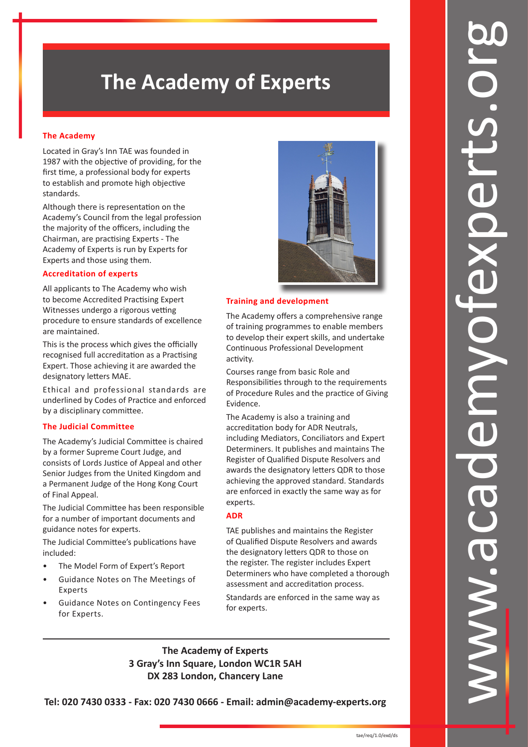# The Academy of Experts

### The Academy

Located in Gray's Inn TAE was founded in 1987 with the objective of providing, for the first time, a professional body for experts to establish and promote high objective standards.

Although there is representation on the Academy's Council from the legal profession the majority of the officers, including the Chairman, are practising Experts - The Academy of Experts is run by Experts for Experts and those using them.

### Accreditation of experts

All applicants to The Academy who wish to become Accredited Practising Expert Witnesses undergo a rigorous vetting procedure to ensure standards of excellence are maintained.

This is the process which gives the officially recognised full accreditation as a Practising Expert. Those achieving it are awarded the designatory letters MAE.

Ethical and professional standards are underlined by Codes of Practice and enforced by a disciplinary committee.

### The Judicial Committee

The Academy's Judicial Committee is chaired by a former Supreme Court Judge, and consists of Lords Justice of Appeal and other Senior Judges from the United Kingdom and a Permanent Judge of the Hong Kong Court of Final Appeal.

The Judicial Committee has been responsible for a number of important documents and guidance notes for experts.

The Judicial Committee's publications have included:

- The Model Form of Expert's Report
- Guidance Notes on The Meetings of Experts
- Guidance Notes on Contingency Fees for Experts.

### Training and development

The Academy offers a comprehensive range of training programmes to enable members to develop their expert skills, and undertake Continuous Professional Development activity.

Courses range from basic Role and Responsibilities through to the requirements of Procedure Rules and the practice of Giving Evidence.

The Academy is also a training and accreditation body for ADR Neutrals, including Mediators, Conciliators and Expert Determiners. It publishes and maintains The Register of Qualified Dispute Resolvers and awards the designatory letters QDR to those achieving the approved standard. Standards are enforced in exactly the same way as for experts.

### ADR

TAE publishes and maintains the Register of Qualified Dispute Resolvers and awards the designatory letters QDR to those on the register. The register includes Expert Determiners who have completed a thorough assessment and accreditation process.

Standards are enforced in the same way as for experts.

---

**The Academy of Experts**
**3 Gray's Inn Square, London WC1R 5AH**
**DX 283 London, Chancery Lane**

**Tel: 020 7430 0333 - Fax: 020 7430 0666 - Email: admin@academy-experts.org**

www.academyofexperts.org

tae/req/1.0/exd/ds